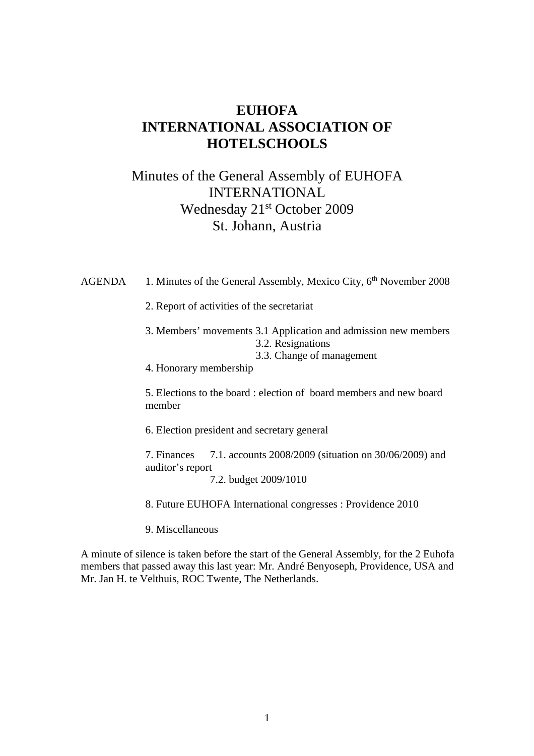# EUHOFA
# INTERNATIONAL ASSOCIATION OF HOTELSCHOOLS

## Minutes of the General Assembly of EUHOFA INTERNATIONAL
## Wednesday 21st October 2009
## St. Johann, Austria

AGENDA

1. Minutes of the General Assembly, Mexico City, 6th November 2008

2. Report of activities of the secretariat

3. Members' movements
   - 3.1 Application and admission new members
   - 3.2. Resignations
   - 3.3. Change of management

4. Honorary membership

5. Elections to the board : election of board members and new board member

6. Election president and secretary general

7. Finances
   - 7.1. accounts 2008/2009 (situation on 30/06/2009) and auditor's report
   - 7.2. budget 2009/1010

8. Future EUHOFA International congresses : Providence 2010

9. Miscellaneous

A minute of silence is taken before the start of the General Assembly, for the 2 Euhofa members that passed away this last year: Mr. André Benyoseph, Providence, USA and Mr. Jan H. te Velthuis, ROC Twente, The Netherlands.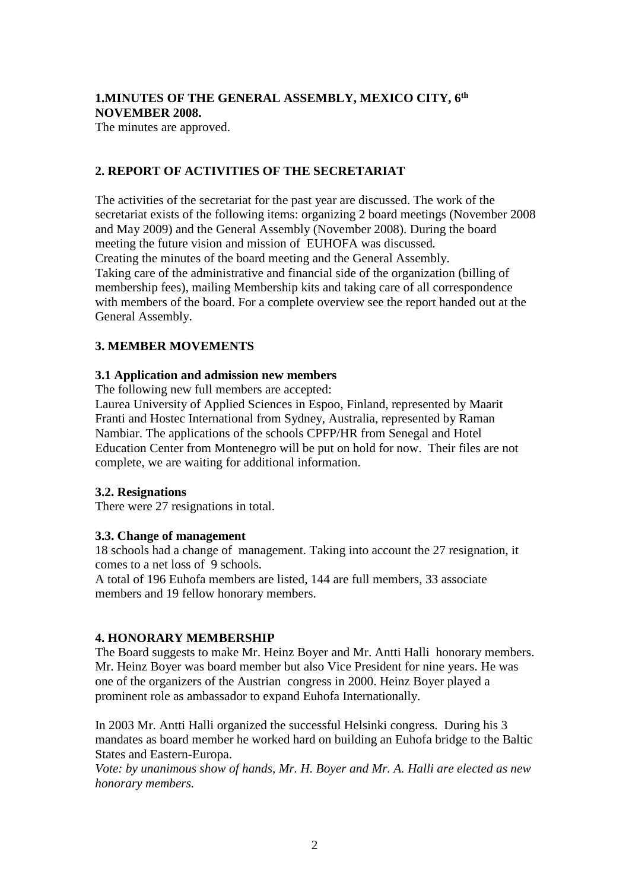## 1.MINUTES OF THE GENERAL ASSEMBLY, MEXICO CITY, 6th NOVEMBER 2008.

The minutes are approved.

## 2. REPORT OF ACTIVITIES OF THE SECRETARIAT

The activities of the secretariat for the past year are discussed. The work of the secretariat exists of the following items: organizing 2 board meetings (November 2008 and May 2009) and the General Assembly (November 2008). During the board meeting the future vision and mission of EUHOFA was discussed.
Creating the minutes of the board meeting and the General Assembly.
Taking care of the administrative and financial side of the organization (billing of membership fees), mailing Membership kits and taking care of all correspondence with members of the board. For a complete overview see the report handed out at the General Assembly.

## 3. MEMBER MOVEMENTS

### 3.1 Application and admission new members

The following new full members are accepted:
Laurea University of Applied Sciences in Espoo, Finland, represented by Maarit Franti and Hostec International from Sydney, Australia, represented by Raman Nambiar. The applications of the schools CPFP/HR from Senegal and Hotel Education Center from Montenegro will be put on hold for now. Their files are not complete, we are waiting for additional information.

### 3.2. Resignations

There were 27 resignations in total.

### 3.3. Change of management

18 schools had a change of management. Taking into account the 27 resignation, it comes to a net loss of 9 schools.
A total of 196 Euhofa members are listed, 144 are full members, 33 associate members and 19 fellow honorary members.

## 4. HONORARY MEMBERSHIP

The Board suggests to make Mr. Heinz Boyer and Mr. Antti Halli honorary members. Mr. Heinz Boyer was board member but also Vice President for nine years. He was one of the organizers of the Austrian congress in 2000. Heinz Boyer played a prominent role as ambassador to expand Euhofa Internationally.

In 2003 Mr. Antti Halli organized the successful Helsinki congress. During his 3 mandates as board member he worked hard on building an Euhofa bridge to the Baltic States and Eastern-Europa.
*Vote: by unanimous show of hands, Mr. H. Boyer and Mr. A. Halli are elected as new honorary members.*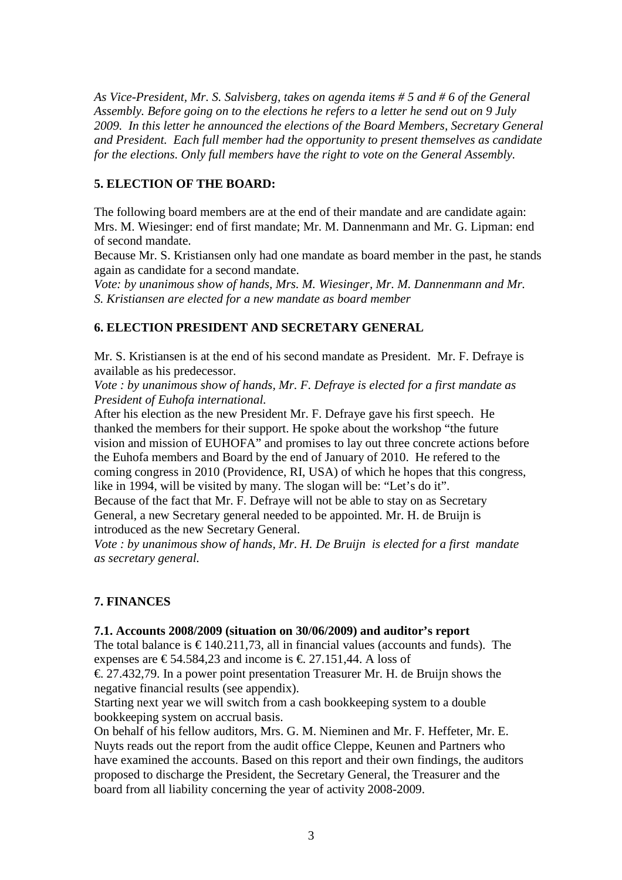*As Vice-President, Mr. S. Salvisberg, takes on agenda items # 5 and # 6 of the General Assembly. Before going on to the elections he refers to a letter he send out on 9 July 2009. In this letter he announced the elections of the Board Members, Secretary General and President. Each full member had the opportunity to present themselves as candidate for the elections. Only full members have the right to vote on the General Assembly.*

**5. ELECTION OF THE BOARD:**

The following board members are at the end of their mandate and are candidate again: Mrs. M. Wiesinger: end of first mandate; Mr. M. Dannenmann and Mr. G. Lipman: end of second mandate.

Because Mr. S. Kristiansen only had one mandate as board member in the past, he stands again as candidate for a second mandate.

*Vote: by unanimous show of hands, Mrs. M. Wiesinger, Mr. M. Dannenmann and Mr. S. Kristiansen are elected for a new mandate as board member*

**6. ELECTION PRESIDENT AND SECRETARY GENERAL**

Mr. S. Kristiansen is at the end of his second mandate as President. Mr. F. Defraye is available as his predecessor.

*Vote : by unanimous show of hands, Mr. F. Defraye is elected for a first mandate as President of Euhofa international.*

After his election as the new President Mr. F. Defraye gave his first speech. He thanked the members for their support. He spoke about the workshop "the future vision and mission of EUHOFA" and promises to lay out three concrete actions before the Euhofa members and Board by the end of January of 2010. He refered to the coming congress in 2010 (Providence, RI, USA) of which he hopes that this congress, like in 1994, will be visited by many. The slogan will be: "Let's do it".

Because of the fact that Mr. F. Defraye will not be able to stay on as Secretary General, a new Secretary general needed to be appointed. Mr. H. de Bruijn is introduced as the new Secretary General.

*Vote : by unanimous show of hands, Mr. H. De Bruijn is elected for a first mandate as secretary general.*

**7. FINANCES**

**7.1. Accounts 2008/2009 (situation on 30/06/2009) and auditor's report**

The total balance is € 140.211,73, all in financial values (accounts and funds). The expenses are € 54.584,23 and income is €. 27.151,44. A loss of €. 27.432,79. In a power point presentation Treasurer Mr. H. de Bruijn shows the negative financial results (see appendix).

Starting next year we will switch from a cash bookkeeping system to a double bookkeeping system on accrual basis.

On behalf of his fellow auditors, Mrs. G. M. Nieminen and Mr. F. Heffeter, Mr. E. Nuyts reads out the report from the audit office Cleppe, Keunen and Partners who have examined the accounts. Based on this report and their own findings, the auditors proposed to discharge the President, the Secretary General, the Treasurer and the board from all liability concerning the year of activity 2008-2009.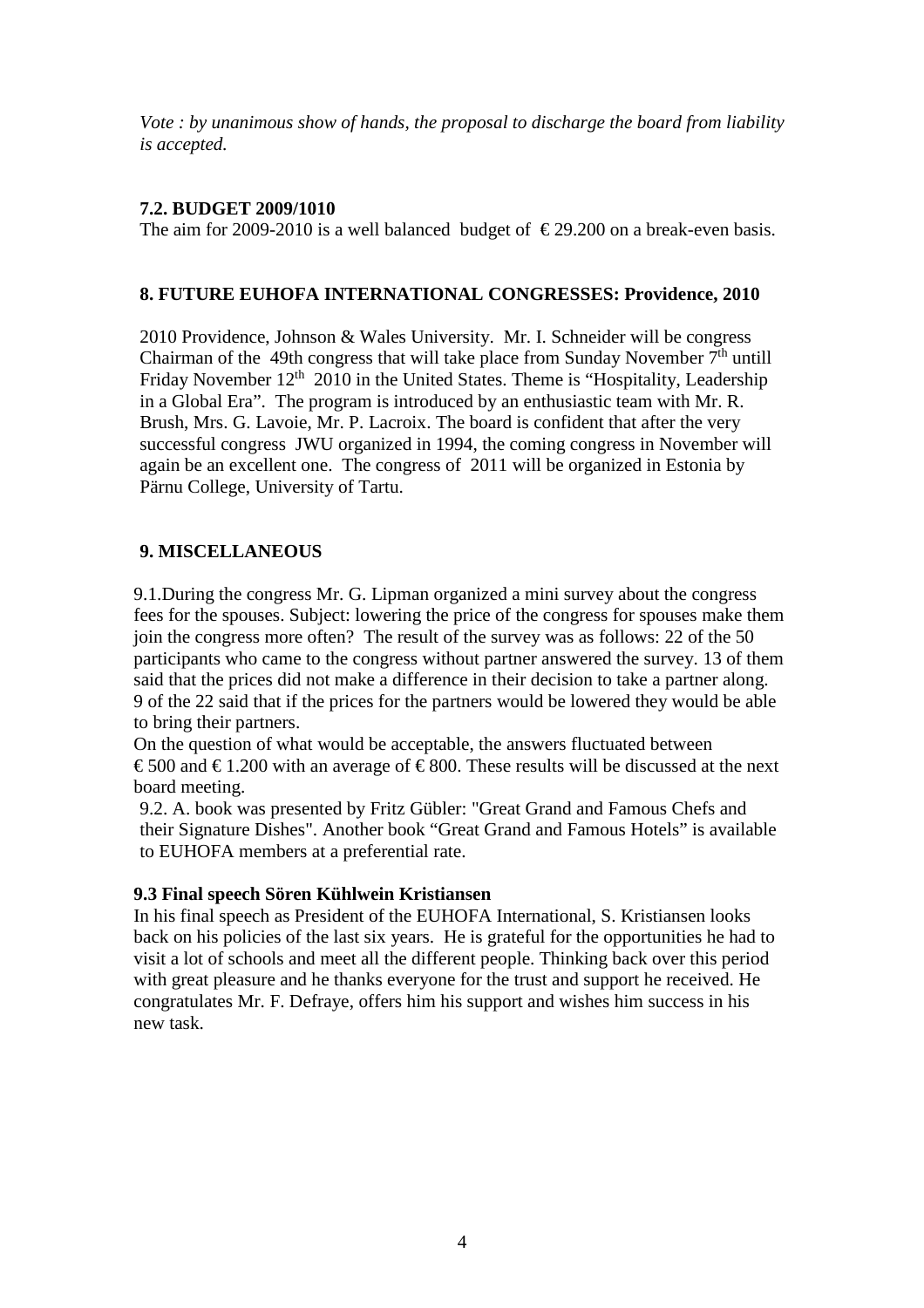*Vote : by unanimous show of hands, the proposal to discharge the board from liability is accepted.*

**7.2. BUDGET 2009/1010**

The aim for 2009-2010 is a well balanced budget of € 29.200 on a break-even basis.

**8. FUTURE EUHOFA INTERNATIONAL CONGRESSES: Providence, 2010**

2010 Providence, Johnson & Wales University. Mr. I. Schneider will be congress Chairman of the 49th congress that will take place from Sunday November 7th untill Friday November 12th 2010 in the United States. Theme is "Hospitality, Leadership in a Global Era". The program is introduced by an enthusiastic team with Mr. R. Brush, Mrs. G. Lavoie, Mr. P. Lacroix. The board is confident that after the very successful congress JWU organized in 1994, the coming congress in November will again be an excellent one. The congress of 2011 will be organized in Estonia by Pärnu College, University of Tartu.

**9. MISCELLANEOUS**

9.1.During the congress Mr. G. Lipman organized a mini survey about the congress fees for the spouses. Subject: lowering the price of the congress for spouses make them join the congress more often? The result of the survey was as follows: 22 of the 50 participants who came to the congress without partner answered the survey. 13 of them said that the prices did not make a difference in their decision to take a partner along. 9 of the 22 said that if the prices for the partners would be lowered they would be able to bring their partners.
On the question of what would be acceptable, the answers fluctuated between € 500 and € 1.200 with an average of € 800. These results will be discussed at the next board meeting.
9.2. A. book was presented by Fritz Gübler: "Great Grand and Famous Chefs and their Signature Dishes". Another book "Great Grand and Famous Hotels" is available to EUHOFA members at a preferential rate.

**9.3 Final speech Sören Kühlwein Kristiansen**

In his final speech as President of the EUHOFA International, S. Kristiansen looks back on his policies of the last six years. He is grateful for the opportunities he had to visit a lot of schools and meet all the different people. Thinking back over this period with great pleasure and he thanks everyone for the trust and support he received. He congratulates Mr. F. Defraye, offers him his support and wishes him success in his new task.